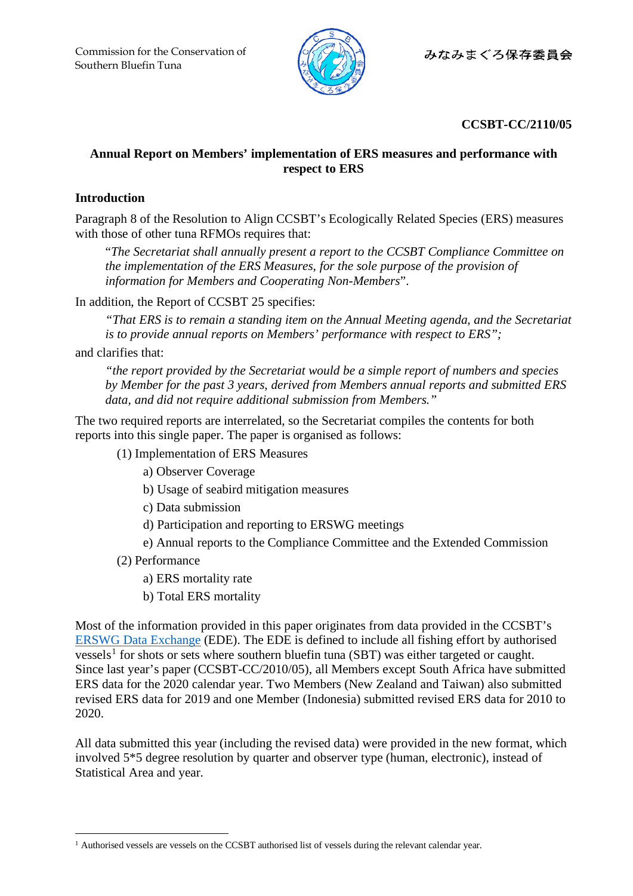Commission for the Conservation of Southern Bluefin Tuna

みなみまぐろ保存委員会

**CCSBT-CC/2110/05**

## Annual Report on Members' implementation of ERS measures and performance with respect to ERS

### Introduction

Paragraph 8 of the Resolution to Align CCSBT's Ecologically Related Species (ERS) measures with those of other tuna RFMOs requires that:

> "*The Secretariat shall annually present a report to the CCSBT Compliance Committee on the implementation of the ERS Measures, for the sole purpose of the provision of information for Members and Cooperating Non-Members*".

In addition, the Report of CCSBT 25 specifies:

> *"That ERS is to remain a standing item on the Annual Meeting agenda, and the Secretariat is to provide annual reports on Members' performance with respect to ERS";*

and clarifies that:

> *"the report provided by the Secretariat would be a simple report of numbers and species by Member for the past 3 years, derived from Members annual reports and submitted ERS data, and did not require additional submission from Members."*

The two required reports are interrelated, so the Secretariat compiles the contents for both reports into this single paper. The paper is organised as follows:

- (1) Implementation of ERS Measures
  - a) Observer Coverage
  - b) Usage of seabird mitigation measures
  - c) Data submission
  - d) Participation and reporting to ERSWG meetings
  - e) Annual reports to the Compliance Committee and the Extended Commission
- (2) Performance
  - a) ERS mortality rate
  - b) Total ERS mortality

Most of the information provided in this paper originates from data provided in the CCSBT's ERSWG Data Exchange (EDE). The EDE is defined to include all fishing effort by authorised vessels[1] for shots or sets where southern bluefin tuna (SBT) was either targeted or caught. Since last year's paper (CCSBT-CC/2010/05), all Members except South Africa have submitted ERS data for the 2020 calendar year. Two Members (New Zealand and Taiwan) also submitted revised ERS data for 2019 and one Member (Indonesia) submitted revised ERS data for 2010 to 2020.

All data submitted this year (including the revised data) were provided in the new format, which involved 5*5 degree resolution by quarter and observer type (human, electronic), instead of Statistical Area and year.

---

[1] Authorised vessels are vessels on the CCSBT authorised list of vessels during the relevant calendar year.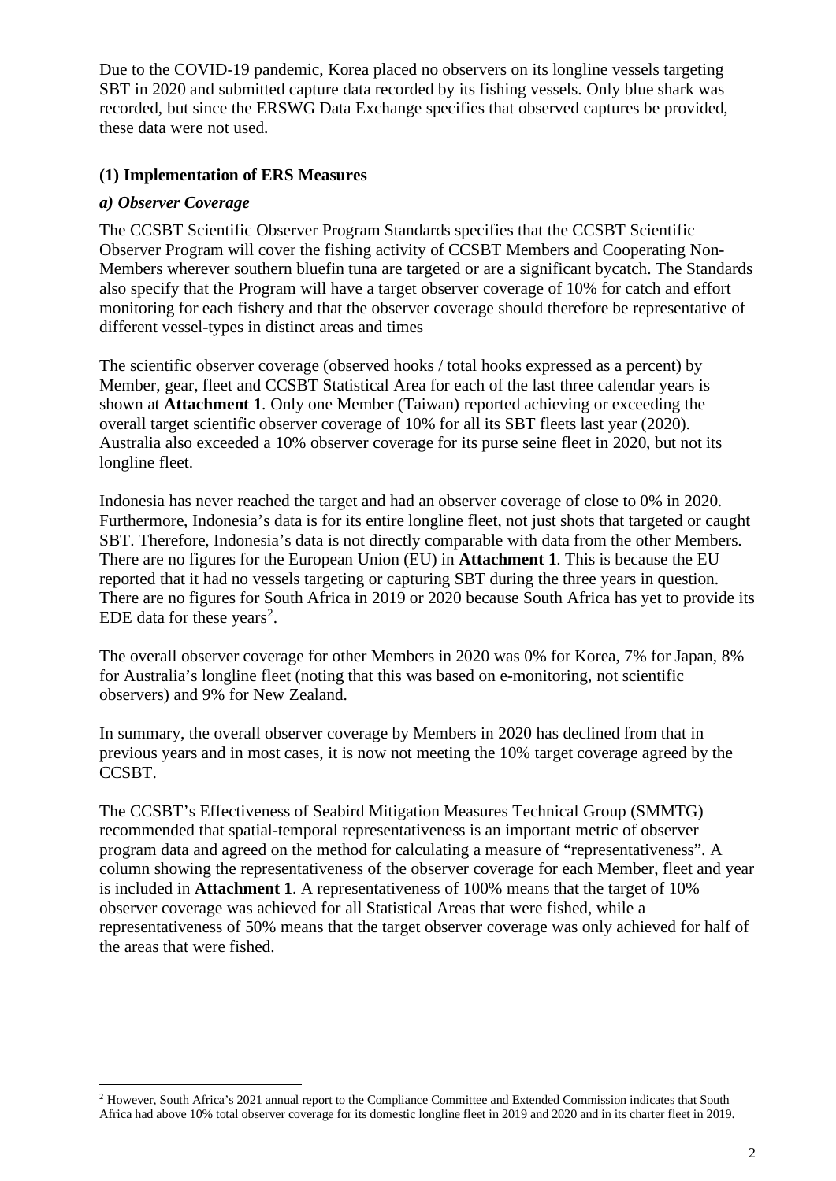Due to the COVID-19 pandemic, Korea placed no observers on its longline vessels targeting SBT in 2020 and submitted capture data recorded by its fishing vessels. Only blue shark was recorded, but since the ERSWG Data Exchange specifies that observed captures be provided, these data were not used.

### (1) Implementation of ERS Measures

#### *a) Observer Coverage*

The CCSBT Scientific Observer Program Standards specifies that the CCSBT Scientific Observer Program will cover the fishing activity of CCSBT Members and Cooperating Non-Members wherever southern bluefin tuna are targeted or are a significant bycatch. The Standards also specify that the Program will have a target observer coverage of 10% for catch and effort monitoring for each fishery and that the observer coverage should therefore be representative of different vessel-types in distinct areas and times

The scientific observer coverage (observed hooks / total hooks expressed as a percent) by Member, gear, fleet and CCSBT Statistical Area for each of the last three calendar years is shown at **Attachment 1**. Only one Member (Taiwan) reported achieving or exceeding the overall target scientific observer coverage of 10% for all its SBT fleets last year (2020). Australia also exceeded a 10% observer coverage for its purse seine fleet in 2020, but not its longline fleet.

Indonesia has never reached the target and had an observer coverage of close to 0% in 2020. Furthermore, Indonesia's data is for its entire longline fleet, not just shots that targeted or caught SBT. Therefore, Indonesia's data is not directly comparable with data from the other Members. There are no figures for the European Union (EU) in **Attachment 1**. This is because the EU reported that it had no vessels targeting or capturing SBT during the three years in question. There are no figures for South Africa in 2019 or 2020 because South Africa has yet to provide its EDE data for these years[2].

The overall observer coverage for other Members in 2020 was 0% for Korea, 7% for Japan, 8% for Australia's longline fleet (noting that this was based on e-monitoring, not scientific observers) and 9% for New Zealand.

In summary, the overall observer coverage by Members in 2020 has declined from that in previous years and in most cases, it is now not meeting the 10% target coverage agreed by the CCSBT.

The CCSBT's Effectiveness of Seabird Mitigation Measures Technical Group (SMMTG) recommended that spatial-temporal representativeness is an important metric of observer program data and agreed on the method for calculating a measure of "representativeness". A column showing the representativeness of the observer coverage for each Member, fleet and year is included in **Attachment 1**. A representativeness of 100% means that the target of 10% observer coverage was achieved for all Statistical Areas that were fished, while a representativeness of 50% means that the target observer coverage was only achieved for half of the areas that were fished.

---

[2] However, South Africa's 2021 annual report to the Compliance Committee and Extended Commission indicates that South Africa had above 10% total observer coverage for its domestic longline fleet in 2019 and 2020 and in its charter fleet in 2019.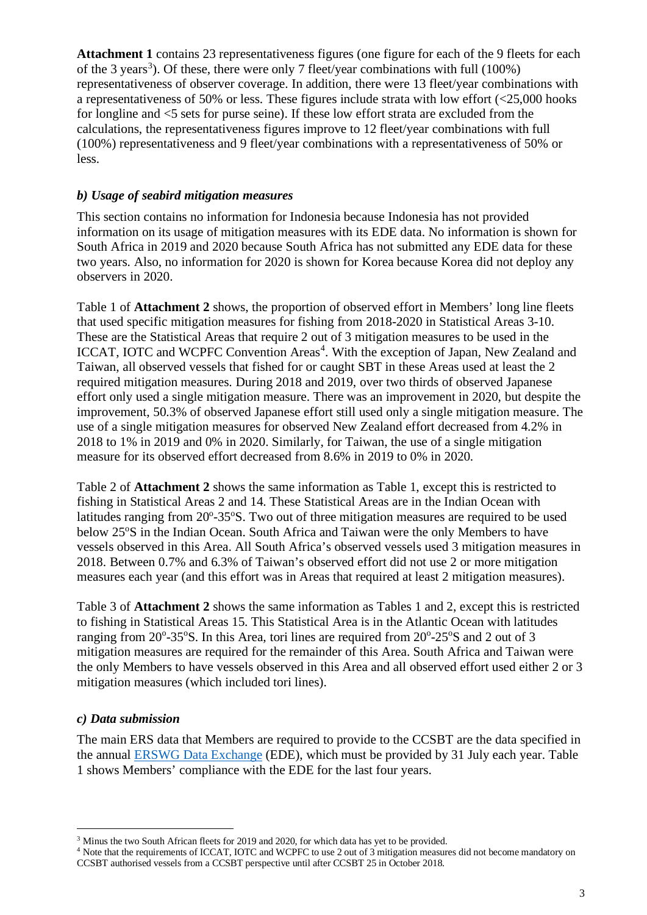**Attachment 1** contains 23 representativeness figures (one figure for each of the 9 fleets for each of the 3 years[3]). Of these, there were only 7 fleet/year combinations with full (100%) representativeness of observer coverage. In addition, there were 13 fleet/year combinations with a representativeness of 50% or less. These figures include strata with low effort (<25,000 hooks for longline and <5 sets for purse seine). If these low effort strata are excluded from the calculations, the representativeness figures improve to 12 fleet/year combinations with full (100%) representativeness and 9 fleet/year combinations with a representativeness of 50% or less.

### *b) Usage of seabird mitigation measures*

This section contains no information for Indonesia because Indonesia has not provided information on its usage of mitigation measures with its EDE data. No information is shown for South Africa in 2019 and 2020 because South Africa has not submitted any EDE data for these two years. Also, no information for 2020 is shown for Korea because Korea did not deploy any observers in 2020.

Table 1 of **Attachment 2** shows, the proportion of observed effort in Members' long line fleets that used specific mitigation measures for fishing from 2018-2020 in Statistical Areas 3-10. These are the Statistical Areas that require 2 out of 3 mitigation measures to be used in the ICCAT, IOTC and WCPFC Convention Areas[4]. With the exception of Japan, New Zealand and Taiwan, all observed vessels that fished for or caught SBT in these Areas used at least the 2 required mitigation measures. During 2018 and 2019, over two thirds of observed Japanese effort only used a single mitigation measure. There was an improvement in 2020, but despite the improvement, 50.3% of observed Japanese effort still used only a single mitigation measure. The use of a single mitigation measures for observed New Zealand effort decreased from 4.2% in 2018 to 1% in 2019 and 0% in 2020. Similarly, for Taiwan, the use of a single mitigation measure for its observed effort decreased from 8.6% in 2019 to 0% in 2020.

Table 2 of **Attachment 2** shows the same information as Table 1, except this is restricted to fishing in Statistical Areas 2 and 14. These Statistical Areas are in the Indian Ocean with latitudes ranging from 20°-35°S. Two out of three mitigation measures are required to be used below 25°S in the Indian Ocean. South Africa and Taiwan were the only Members to have vessels observed in this Area. All South Africa's observed vessels used 3 mitigation measures in 2018. Between 0.7% and 6.3% of Taiwan's observed effort did not use 2 or more mitigation measures each year (and this effort was in Areas that required at least 2 mitigation measures).

Table 3 of **Attachment 2** shows the same information as Tables 1 and 2, except this is restricted to fishing in Statistical Areas 15. This Statistical Area is in the Atlantic Ocean with latitudes ranging from 20°-35°S. In this Area, tori lines are required from 20°-25°S and 2 out of 3 mitigation measures are required for the remainder of this Area. South Africa and Taiwan were the only Members to have vessels observed in this Area and all observed effort used either 2 or 3 mitigation measures (which included tori lines).

### *c) Data submission*

The main ERS data that Members are required to provide to the CCSBT are the data specified in the annual ERSWG Data Exchange (EDE), which must be provided by 31 July each year. Table 1 shows Members' compliance with the EDE for the last four years.

---

[3] Minus the two South African fleets for 2019 and 2020, for which data has yet to be provided.

[4] Note that the requirements of ICCAT, IOTC and WCPFC to use 2 out of 3 mitigation measures did not become mandatory on CCSBT authorised vessels from a CCSBT perspective until after CCSBT 25 in October 2018.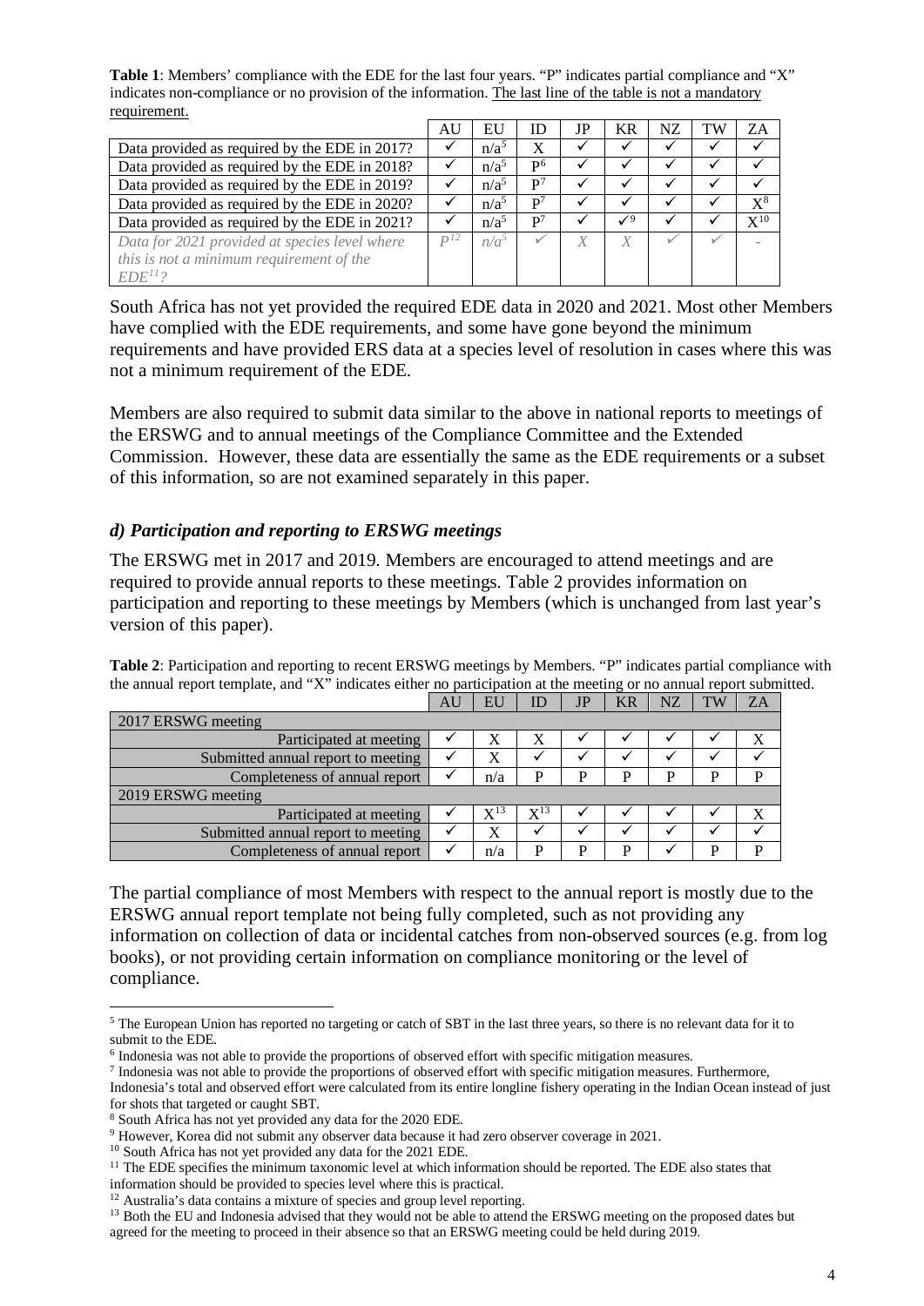**Table 1**: Members' compliance with the EDE for the last four years. "P" indicates partial compliance and "X" indicates non-compliance or no provision of the information. The last line of the table is not a mandatory requirement.

| | AU | EU | ID | JP | KR | NZ | TW | ZA |
|---|---|---|---|---|---|---|---|---|
| Data provided as required by the EDE in 2017? | ✓ | n/a[5] | X | ✓ | ✓ | ✓ | ✓ | ✓ |
| Data provided as required by the EDE in 2018? | ✓ | n/a[5] | P[6] | ✓ | ✓ | ✓ | ✓ | ✓ |
| Data provided as required by the EDE in 2019? | ✓ | n/a[5] | P[7] | ✓ | ✓ | ✓ | ✓ | ✓ |
| Data provided as required by the EDE in 2020? | ✓ | n/a[5] | P[7] | ✓ | ✓ | ✓ | ✓ | X[8] |
| Data provided as required by the EDE in 2021? | ✓ | n/a[5] | P[7] | ✓ | ✓[9] | ✓ | ✓ | X[10] |
| *Data for 2021 provided at species level where this is not a minimum requirement of the EDE[11]?* | *P[12]* | *n/a[5]* | ✓ | *X* | *X* | ✓ | ✓ | - |

South Africa has not yet provided the required EDE data in 2020 and 2021. Most other Members have complied with the EDE requirements, and some have gone beyond the minimum requirements and have provided ERS data at a species level of resolution in cases where this was not a minimum requirement of the EDE.

Members are also required to submit data similar to the above in national reports to meetings of the ERSWG and to annual meetings of the Compliance Committee and the Extended Commission. However, these data are essentially the same as the EDE requirements or a subset of this information, so are not examined separately in this paper.

### *d) Participation and reporting to ERSWG meetings*

The ERSWG met in 2017 and 2019. Members are encouraged to attend meetings and are required to provide annual reports to these meetings. Table 2 provides information on participation and reporting to these meetings by Members (which is unchanged from last year's version of this paper).

**Table 2**: Participation and reporting to recent ERSWG meetings by Members. "P" indicates partial compliance with the annual report template, and "X" indicates either no participation at the meeting or no annual report submitted.

| | AU | EU | ID | JP | KR | NZ | TW | ZA |
|---|---|---|---|---|---|---|---|---|
| 2017 ERSWG meeting | | | | | | | | |
| Participated at meeting | ✓ | X | X | ✓ | ✓ | ✓ | ✓ | X |
| Submitted annual report to meeting | ✓ | X | ✓ | ✓ | ✓ | ✓ | ✓ | ✓ |
| Completeness of annual report | ✓ | n/a | P | P | P | P | P | P |
| 2019 ERSWG meeting | | | | | | | | |
| Participated at meeting | ✓ | X[13] | X[13] | ✓ | ✓ | ✓ | ✓ | X |
| Submitted annual report to meeting | ✓ | X | ✓ | ✓ | ✓ | ✓ | ✓ | ✓ |
| Completeness of annual report | ✓ | n/a | P | P | P | ✓ | P | P |

The partial compliance of most Members with respect to the annual report is mostly due to the ERSWG annual report template not being fully completed, such as not providing any information on collection of data or incidental catches from non-observed sources (e.g. from log books), or not providing certain information on compliance monitoring or the level of compliance.

---

[5] The European Union has reported no targeting or catch of SBT in the last three years, so there is no relevant data for it to submit to the EDE.

[6] Indonesia was not able to provide the proportions of observed effort with specific mitigation measures.

[7] Indonesia was not able to provide the proportions of observed effort with specific mitigation measures. Furthermore, Indonesia's total and observed effort were calculated from its entire longline fishery operating in the Indian Ocean instead of just for shots that targeted or caught SBT.

[8] South Africa has not yet provided any data for the 2020 EDE.

[9] However, Korea did not submit any observer data because it had zero observer coverage in 2021.

[10] South Africa has not yet provided any data for the 2021 EDE.

[11] The EDE specifies the minimum taxonomic level at which information should be reported. The EDE also states that information should be provided to species level where this is practical.

[12] Australia's data contains a mixture of species and group level reporting.

[13] Both the EU and Indonesia advised that they would not be able to attend the ERSWG meeting on the proposed dates but agreed for the meeting to proceed in their absence so that an ERSWG meeting could be held during 2019.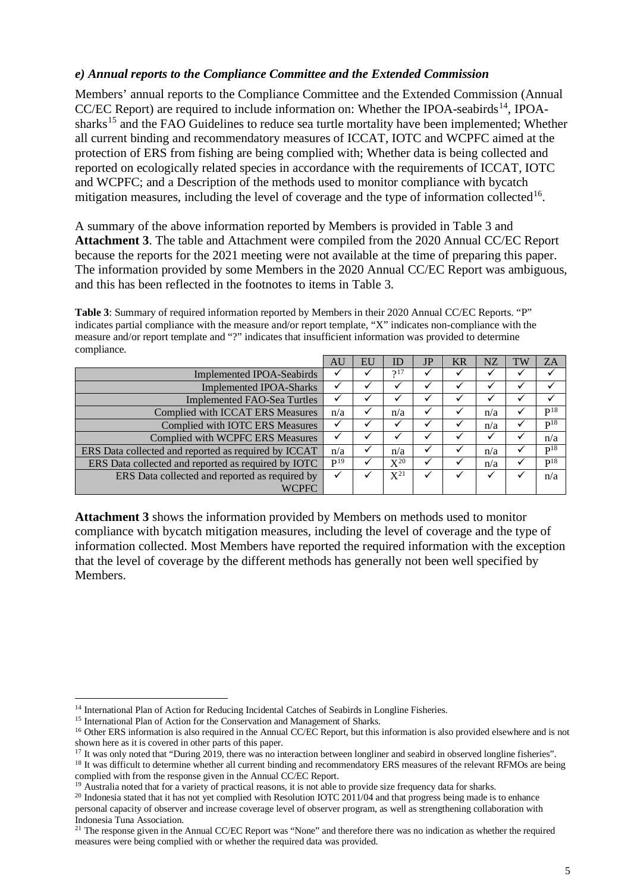### *e) Annual reports to the Compliance Committee and the Extended Commission*

Members' annual reports to the Compliance Committee and the Extended Commission (Annual CC/EC Report) are required to include information on: Whether the IPOA-seabirds[14], IPOA-sharks[15] and the FAO Guidelines to reduce sea turtle mortality have been implemented; Whether all current binding and recommendatory measures of ICCAT, IOTC and WCPFC aimed at the protection of ERS from fishing are being complied with; Whether data is being collected and reported on ecologically related species in accordance with the requirements of ICCAT, IOTC and WCPFC; and a Description of the methods used to monitor compliance with bycatch mitigation measures, including the level of coverage and the type of information collected[16].

A summary of the above information reported by Members is provided in Table 3 and **Attachment 3**. The table and Attachment were compiled from the 2020 Annual CC/EC Report because the reports for the 2021 meeting were not available at the time of preparing this paper. The information provided by some Members in the 2020 Annual CC/EC Report was ambiguous, and this has been reflected in the footnotes to items in Table 3.

**Table 3**: Summary of required information reported by Members in their 2020 Annual CC/EC Reports. "P" indicates partial compliance with the measure and/or report template, "X" indicates non-compliance with the measure and/or report template and "?" indicates that insufficient information was provided to determine compliance.

| | AU | EU | ID | JP | KR | NZ | TW | ZA |
|---|---|---|---|---|---|---|---|---|
| Implemented IPOA-Seabirds | ✓ | ✓ | ?[17] | ✓ | ✓ | ✓ | ✓ | ✓ |
| Implemented IPOA-Sharks | ✓ | ✓ | ✓ | ✓ | ✓ | ✓ | ✓ | ✓ |
| Implemented FAO-Sea Turtles | ✓ | ✓ | ✓ | ✓ | ✓ | ✓ | ✓ | ✓ |
| Complied with ICCAT ERS Measures | n/a | ✓ | n/a | ✓ | ✓ | n/a | ✓ | P[18] |
| Complied with IOTC ERS Measures | ✓ | ✓ | ✓ | ✓ | ✓ | n/a | ✓ | P[18] |
| Complied with WCPFC ERS Measures | ✓ | ✓ | ✓ | ✓ | ✓ | ✓ | ✓ | n/a |
| ERS Data collected and reported as required by ICCAT | n/a | ✓ | n/a | ✓ | ✓ | n/a | ✓ | P[18] |
| ERS Data collected and reported as required by IOTC | P[19] | ✓ | X[20] | ✓ | ✓ | n/a | ✓ | P[18] |
| ERS Data collected and reported as required by WCPFC | ✓ | ✓ | X[21] | ✓ | ✓ | ✓ | ✓ | n/a |

**Attachment 3** shows the information provided by Members on methods used to monitor compliance with bycatch mitigation measures, including the level of coverage and the type of information collected. Most Members have reported the required information with the exception that the level of coverage by the different methods has generally not been well specified by Members.

---

[14] International Plan of Action for Reducing Incidental Catches of Seabirds in Longline Fisheries.

[15] International Plan of Action for the Conservation and Management of Sharks.

[16] Other ERS information is also required in the Annual CC/EC Report, but this information is also provided elsewhere and is not shown here as it is covered in other parts of this paper.

[17] It was only noted that "During 2019, there was no interaction between longliner and seabird in observed longline fisheries".

[18] It was difficult to determine whether all current binding and recommendatory ERS measures of the relevant RFMOs are being complied with from the response given in the Annual CC/EC Report.

[19] Australia noted that for a variety of practical reasons, it is not able to provide size frequency data for sharks.

[20] Indonesia stated that it has not yet complied with Resolution IOTC 2011/04 and that progress being made is to enhance personal capacity of observer and increase coverage level of observer program, as well as strengthening collaboration with Indonesia Tuna Association.

[21] The response given in the Annual CC/EC Report was "None" and therefore there was no indication as whether the required measures were being complied with or whether the required data was provided.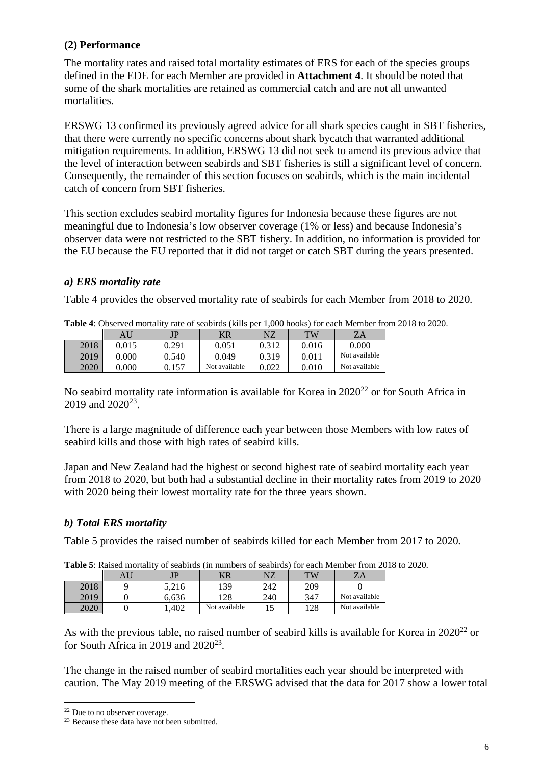### (2) Performance

The mortality rates and raised total mortality estimates of ERS for each of the species groups defined in the EDE for each Member are provided in **Attachment 4**. It should be noted that some of the shark mortalities are retained as commercial catch and are not all unwanted mortalities.

ERSWG 13 confirmed its previously agreed advice for all shark species caught in SBT fisheries, that there were currently no specific concerns about shark bycatch that warranted additional mitigation requirements. In addition, ERSWG 13 did not seek to amend its previous advice that the level of interaction between seabirds and SBT fisheries is still a significant level of concern. Consequently, the remainder of this section focuses on seabirds, which is the main incidental catch of concern from SBT fisheries.

This section excludes seabird mortality figures for Indonesia because these figures are not meaningful due to Indonesia's low observer coverage (1% or less) and because Indonesia's observer data were not restricted to the SBT fishery. In addition, no information is provided for the EU because the EU reported that it did not target or catch SBT during the years presented.

#### *a) ERS mortality rate*

Table 4 provides the observed mortality rate of seabirds for each Member from 2018 to 2020.

**Table 4**: Observed mortality rate of seabirds (kills per 1,000 hooks) for each Member from 2018 to 2020.

| | AU | JP | KR | NZ | TW | ZA |
|---|---|---|---|---|---|---|
| 2018 | 0.015 | 0.291 | 0.051 | 0.312 | 0.016 | 0.000 |
| 2019 | 0.000 | 0.540 | 0.049 | 0.319 | 0.011 | Not available |
| 2020 | 0.000 | 0.157 | Not available | 0.022 | 0.010 | Not available |

No seabird mortality rate information is available for Korea in 2020[22] or for South Africa in 2019 and 2020[23].

There is a large magnitude of difference each year between those Members with low rates of seabird kills and those with high rates of seabird kills.

Japan and New Zealand had the highest or second highest rate of seabird mortality each year from 2018 to 2020, but both had a substantial decline in their mortality rates from 2019 to 2020 with 2020 being their lowest mortality rate for the three years shown.

#### *b) Total ERS mortality*

Table 5 provides the raised number of seabirds killed for each Member from 2017 to 2020.

**Table 5**: Raised mortality of seabirds (in numbers of seabirds) for each Member from 2018 to 2020.

| | AU | JP | KR | NZ | TW | ZA |
|---|---|---|---|---|---|---|
| 2018 | 9 | 5,216 | 139 | 242 | 209 | 0 |
| 2019 | 0 | 6,636 | 128 | 240 | 347 | Not available |
| 2020 | 0 | 1,402 | Not available | 15 | 128 | Not available |

As with the previous table, no raised number of seabird kills is available for Korea in 2020[22] or for South Africa in 2019 and 2020[23].

The change in the raised number of seabird mortalities each year should be interpreted with caution. The May 2019 meeting of the ERSWG advised that the data for 2017 show a lower total

[22] Due to no observer coverage.

[23] Because these data have not been submitted.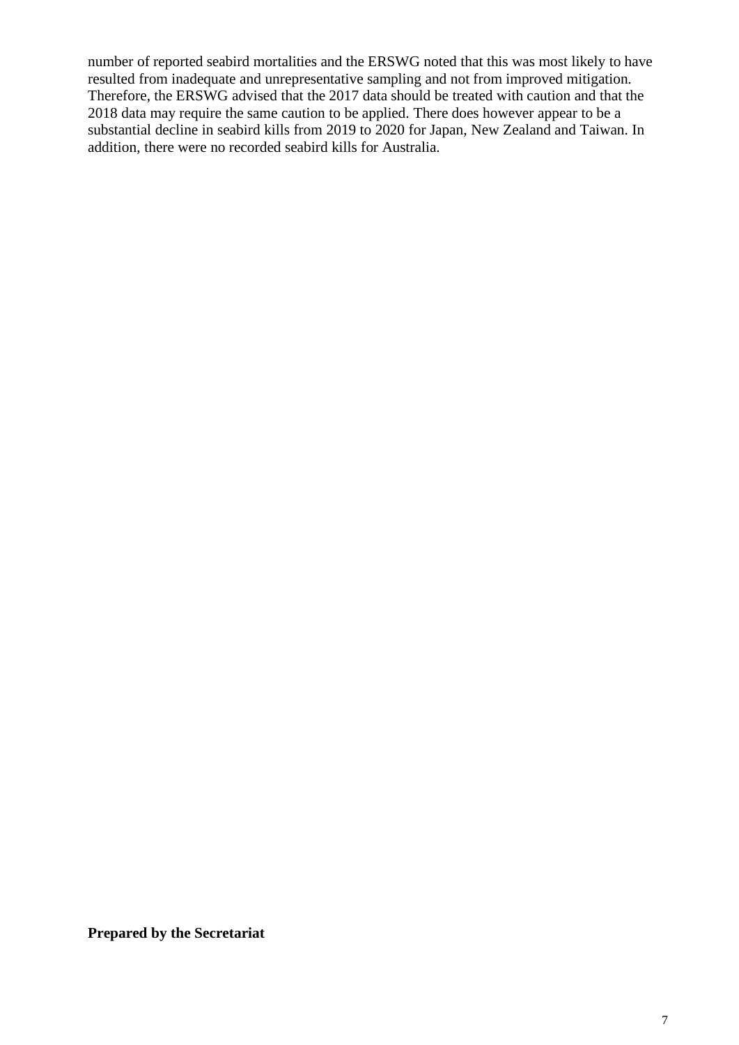number of reported seabird mortalities and the ERSWG noted that this was most likely to have resulted from inadequate and unrepresentative sampling and not from improved mitigation. Therefore, the ERSWG advised that the 2017 data should be treated with caution and that the 2018 data may require the same caution to be applied. There does however appear to be a substantial decline in seabird kills from 2019 to 2020 for Japan, New Zealand and Taiwan. In addition, there were no recorded seabird kills for Australia.

**Prepared by the Secretariat**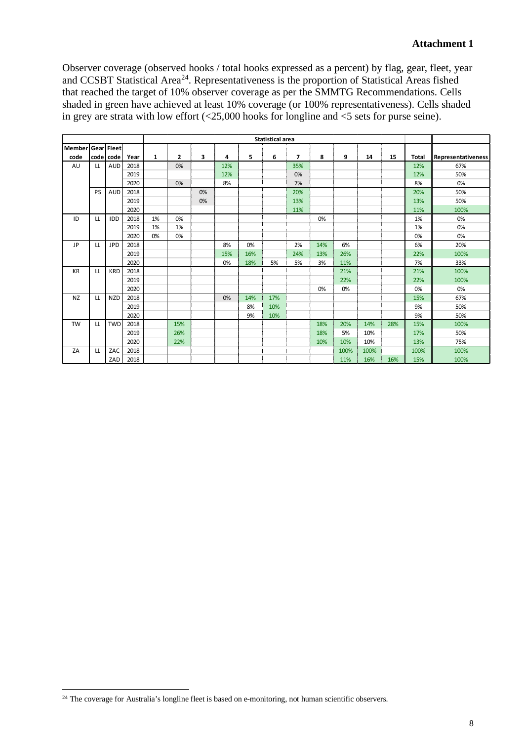**Attachment 1**

Observer coverage (observed hooks / total hooks expressed as a percent) by flag, gear, fleet, year and CCSBT Statistical Area[24]. Representativeness is the proportion of Statistical Areas fished that reached the target of 10% observer coverage as per the SMMTG Recommendations. Cells shaded in green have achieved at least 10% coverage (or 100% representativeness). Cells shaded in grey are strata with low effort (<25,000 hooks for longline and <5 sets for purse seine).

| Member code | Gear code | Fleet code | Year | Statistical area | | | | | | | | | | | | | |
|---|---|---|---|---|---|---|---|---|---|---|---|---|---|---|---|---|---|
| | | | | 1 | 2 | 3 | 4 | 5 | 6 | 7 | 8 | 9 | 14 | 15 | Total | Representativeness |
| AU | LL | AUD | 2018 | | 0% | | 12% | | | 35% | | | | | 12% | 67% |
| | | | 2019 | | | | 12% | | | 0% | | | | | 12% | 50% |
| | | | 2020 | | 0% | | 8% | | | 7% | | | | | 8% | 0% |
| | PS | AUD | 2018 | | | 0% | | | | 20% | | | | | 20% | 50% |
| | | | 2019 | | | 0% | | | | 13% | | | | | 13% | 50% |
| | | | 2020 | | | | | | | 11% | | | | | 11% | 100% |
| ID | LL | IDD | 2018 | 1% | 0% | | | | | | 0% | | | | 1% | 0% |
| | | | 2019 | 1% | 1% | | | | | | | | | | 1% | 0% |
| | | | 2020 | 0% | 0% | | | | | | | | | | 0% | 0% |
| JP | LL | JPD | 2018 | | | | 8% | 0% | | 2% | 14% | 6% | | | 6% | 20% |
| | | | 2019 | | | | 15% | 16% | | 24% | 13% | 26% | | | 22% | 100% |
| | | | 2020 | | | | 0% | 18% | 5% | 5% | 3% | 11% | | | 7% | 33% |
| KR | LL | KRD | 2018 | | | | | | | | | 21% | | | 21% | 100% |
| | | | 2019 | | | | | | | | | 22% | | | 22% | 100% |
| | | | 2020 | | | | | | | | 0% | 0% | | | 0% | 0% |
| NZ | LL | NZD | 2018 | | | | 0% | 14% | 17% | | | | | | 15% | 67% |
| | | | 2019 | | | | | 8% | 10% | | | | | | 9% | 50% |
| | | | 2020 | | | | | 9% | 10% | | | | | | 9% | 50% |
| TW | LL | TWD | 2018 | | 15% | | | | | | 18% | 20% | 14% | 28% | 15% | 100% |
| | | | 2019 | | 26% | | | | | | 18% | 5% | 10% | | 17% | 50% |
| | | | 2020 | | 22% | | | | | | 10% | 10% | 10% | | 13% | 75% |
| ZA | LL | ZAC | 2018 | | | | | | | | | 100% | 100% | | 100% | 100% |
| | | ZAD | 2018 | | | | | | | | | 11% | 16% | 16% | 15% | 100% |

[24] The coverage for Australia's longline fleet is based on e-monitoring, not human scientific observers.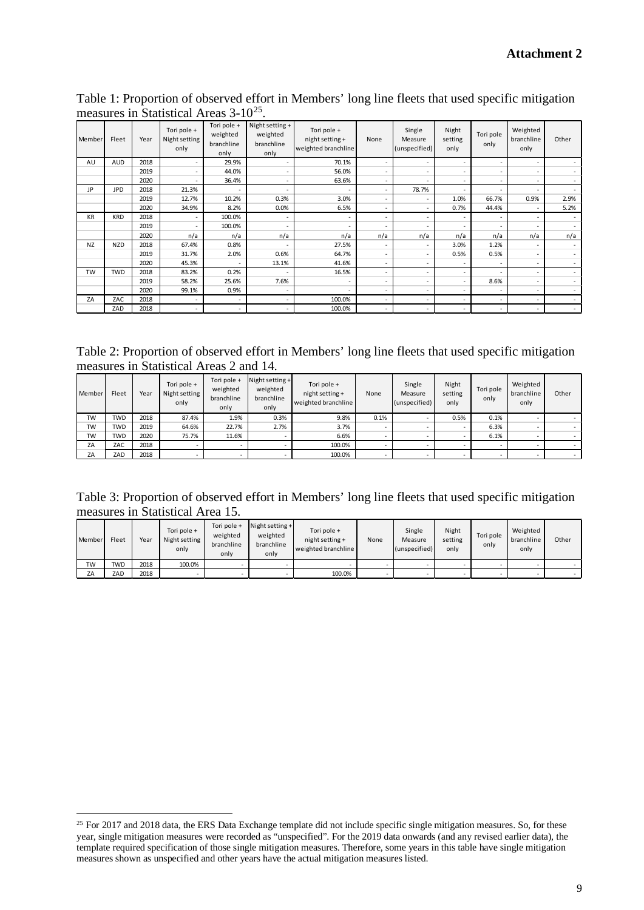**Attachment 2**

Table 1: Proportion of observed effort in Members' long line fleets that used specific mitigation measures in Statistical Areas 3-10[25].

| Member | Fleet | Year | Tori pole + Night setting only | Tori pole + weighted branchline only | Night setting + weighted branchline only | Tori pole + night setting + weighted branchline | None | Single Measure (unspecified) | Night setting only | Tori pole only | Weighted branchline only | Other |
|---|---|---|---|---|---|---|---|---|---|---|---|---|
| AU | AUD | 2018 | - | 29.9% | - | 70.1% | - | - | - | - | - | - |
| | | 2019 | - | 44.0% | - | 56.0% | - | - | - | - | - | - |
| | | 2020 | - | 36.4% | - | 63.6% | - | - | - | - | - | - |
| JP | JPD | 2018 | 21.3% | - | - | - | - | 78.7% | - | - | - | - |
| | | 2019 | 12.7% | 10.2% | 0.3% | 3.0% | - | - | 1.0% | 66.7% | 0.9% | 2.9% |
| | | 2020 | 34.9% | 8.2% | 0.0% | 6.5% | - | - | 0.7% | 44.4% | - | 5.2% |
| KR | KRD | 2018 | - | 100.0% | - | - | - | - | - | - | - | - |
| | | 2019 | - | 100.0% | - | - | - | - | - | - | - | - |
| | | 2020 | n/a | n/a | n/a | n/a | n/a | n/a | n/a | n/a | n/a | n/a |
| NZ | NZD | 2018 | 67.4% | 0.8% | - | 27.5% | - | - | 3.0% | 1.2% | - | - |
| | | 2019 | 31.7% | 2.0% | 0.6% | 64.7% | - | - | 0.5% | 0.5% | - | - |
| | | 2020 | 45.3% | - | 13.1% | 41.6% | - | - | - | - | - | - |
| TW | TWD | 2018 | 83.2% | 0.2% | - | 16.5% | - | - | - | - | - | - |
| | | 2019 | 58.2% | 25.6% | 7.6% | - | - | - | - | 8.6% | - | - |
| | | 2020 | 99.1% | 0.9% | - | - | - | - | - | - | - | - |
| ZA | ZAC | 2018 | - | - | - | 100.0% | - | - | - | - | - | - |
| | ZAD | 2018 | - | - | - | 100.0% | - | - | - | - | - | - |

Table 2: Proportion of observed effort in Members' long line fleets that used specific mitigation measures in Statistical Areas 2 and 14.

| Member | Fleet | Year | Tori pole + Night setting only | Tori pole + weighted branchline only | Night setting + weighted branchline only | Tori pole + night setting + weighted branchline | None | Single Measure (unspecified) | Night setting only | Tori pole only | Weighted branchline only | Other |
|---|---|---|---|---|---|---|---|---|---|---|---|---|
| TW | TWD | 2018 | 87.4% | 1.9% | 0.3% | 9.8% | 0.1% | - | 0.5% | 0.1% | - | - |
| TW | TWD | 2019 | 64.6% | 22.7% | 2.7% | 3.7% | - | - | - | 6.3% | - | - |
| TW | TWD | 2020 | 75.7% | 11.6% | - | 6.6% | - | - | - | 6.1% | - | - |
| ZA | ZAC | 2018 | - | - | - | 100.0% | - | - | - | - | - | - |
| ZA | ZAD | 2018 | - | - | - | 100.0% | - | - | - | - | - | - |

Table 3: Proportion of observed effort in Members' long line fleets that used specific mitigation measures in Statistical Area 15.

| Member | Fleet | Year | Tori pole + Night setting only | Tori pole + weighted branchline only | Night setting + weighted branchline only | Tori pole + night setting + weighted branchline | None | Single Measure (unspecified) | Night setting only | Tori pole only | Weighted branchline only | Other |
|---|---|---|---|---|---|---|---|---|---|---|---|---|
| TW | TWD | 2018 | 100.0% | - | - | - | - | - | - | - | - | - |
| ZA | ZAD | 2018 | - | - | - | 100.0% | - | - | - | - | - | - |

[25] For 2017 and 2018 data, the ERS Data Exchange template did not include specific single mitigation measures. So, for these year, single mitigation measures were recorded as "unspecified". For the 2019 data onwards (and any revised earlier data), the template required specification of those single mitigation measures. Therefore, some years in this table have single mitigation measures shown as unspecified and other years have the actual mitigation measures listed.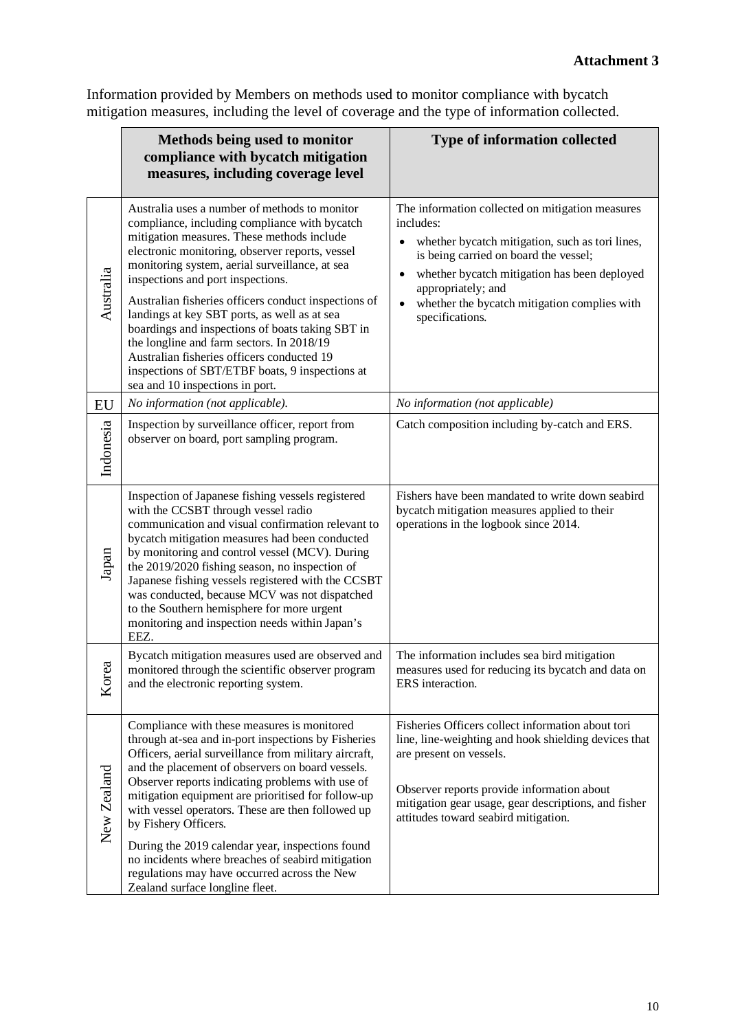**Attachment 3**

Information provided by Members on methods used to monitor compliance with bycatch mitigation measures, including the level of coverage and the type of information collected.

| | **Methods being used to monitor compliance with bycatch mitigation measures, including coverage level** | **Type of information collected** |
|---|---|---|
| Australia | Australia uses a number of methods to monitor compliance, including compliance with bycatch mitigation measures. These methods include electronic monitoring, observer reports, vessel monitoring system, aerial surveillance, at sea inspections and port inspections.<br><br>Australian fisheries officers conduct inspections of landings at key SBT ports, as well as at sea boardings and inspections of boats taking SBT in the longline and farm sectors. In 2018/19 Australian fisheries officers conducted 19 inspections of SBT/ETBF boats, 9 inspections at sea and 10 inspections in port. | The information collected on mitigation measures includes:<br>• whether bycatch mitigation, such as tori lines, is being carried on board the vessel;<br>• whether bycatch mitigation has been deployed appropriately; and<br>• whether the bycatch mitigation complies with specifications. |
| EU | *No information (not applicable).* | *No information (not applicable)* |
| Indonesia | Inspection by surveillance officer, report from observer on board, port sampling program. | Catch composition including by-catch and ERS. |
| Japan | Inspection of Japanese fishing vessels registered with the CCSBT through vessel radio communication and visual confirmation relevant to bycatch mitigation measures had been conducted by monitoring and control vessel (MCV). During the 2019/2020 fishing season, no inspection of Japanese fishing vessels registered with the CCSBT was conducted, because MCV was not dispatched to the Southern hemisphere for more urgent monitoring and inspection needs within Japan's EEZ. | Fishers have been mandated to write down seabird bycatch mitigation measures applied to their operations in the logbook since 2014. |
| Korea | Bycatch mitigation measures used are observed and monitored through the scientific observer program and the electronic reporting system. | The information includes sea bird mitigation measures used for reducing its bycatch and data on ERS interaction. |
| New Zealand | Compliance with these measures is monitored through at-sea and in-port inspections by Fisheries Officers, aerial surveillance from military aircraft, and the placement of observers on board vessels. Observer reports indicating problems with use of mitigation equipment are prioritised for follow-up with vessel operators. These are then followed up by Fishery Officers.<br><br>During the 2019 calendar year, inspections found no incidents where breaches of seabird mitigation regulations may have occurred across the New Zealand surface longline fleet. | Fisheries Officers collect information about tori line, line-weighting and hook shielding devices that are present on vessels.<br><br>Observer reports provide information about mitigation gear usage, gear descriptions, and fisher attitudes toward seabird mitigation. |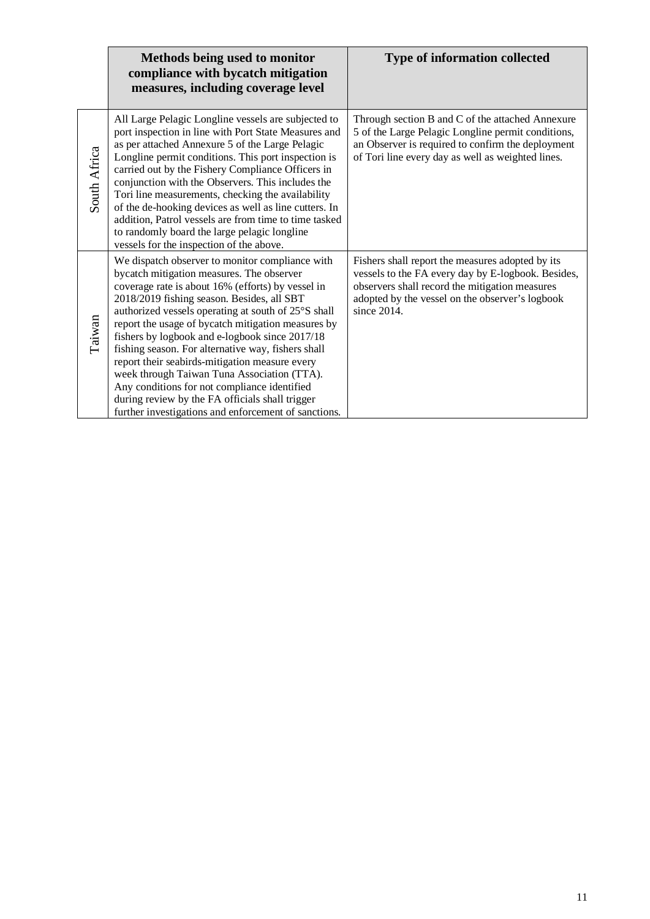| | Methods being used to monitor compliance with bycatch mitigation measures, including coverage level | Type of information collected |
|---|---|---|
| South Africa | All Large Pelagic Longline vessels are subjected to port inspection in line with Port State Measures and as per attached Annexure 5 of the Large Pelagic Longline permit conditions. This port inspection is carried out by the Fishery Compliance Officers in conjunction with the Observers. This includes the Tori line measurements, checking the availability of the de-hooking devices as well as line cutters. In addition, Patrol vessels are from time to time tasked to randomly board the large pelagic longline vessels for the inspection of the above. | Through section B and C of the attached Annexure 5 of the Large Pelagic Longline permit conditions, an Observer is required to confirm the deployment of Tori line every day as well as weighted lines. |
| Taiwan | We dispatch observer to monitor compliance with bycatch mitigation measures. The observer coverage rate is about 16% (efforts) by vessel in 2018/2019 fishing season. Besides, all SBT authorized vessels operating at south of 25°S shall report the usage of bycatch mitigation measures by fishers by logbook and e-logbook since 2017/18 fishing season. For alternative way, fishers shall report their seabirds-mitigation measure every week through Taiwan Tuna Association (TTA). Any conditions for not compliance identified during review by the FA officials shall trigger further investigations and enforcement of sanctions. | Fishers shall report the measures adopted by its vessels to the FA every day by E-logbook. Besides, observers shall record the mitigation measures adopted by the vessel on the observer's logbook since 2014. |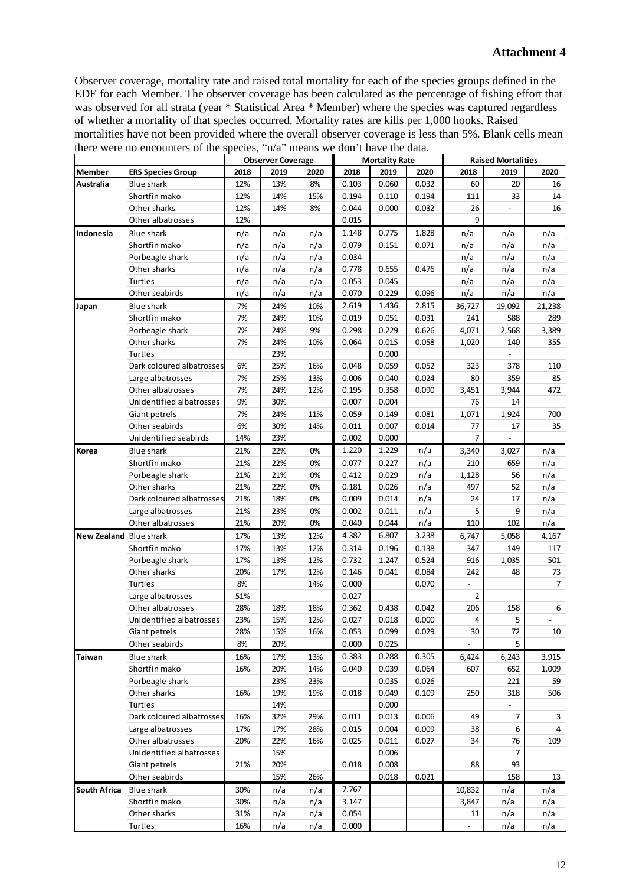# Attachment 4

Observer coverage, mortality rate and raised total mortality for each of the species groups defined in the EDE for each Member. The observer coverage has been calculated as the percentage of fishing effort that was observed for all strata (year * Statistical Area * Member) where the species was captured regardless of whether a mortality of that species occurred. Mortality rates are kills per 1,000 hooks. Raised mortalities have not been provided where the overall observer coverage is less than 5%. Blank cells mean there were no encounters of the species, "n/a" means we don't have the data.

| | | Observer Coverage | | | Mortality Rate | | | Raised Mortalities | | |
|---|---|---|---|---|---|---|---|---|---|---|
| Member | ERS Species Group | 2018 | 2019 | 2020 | 2018 | 2019 | 2020 | 2018 | 2019 | 2020 |
| Australia | Blue shark | 12% | 13% | 8% | 0.103 | 0.060 | 0.032 | 60 | 20 | 16 |
| | Shortfin mako | 12% | 14% | 15% | 0.194 | 0.110 | 0.194 | 111 | 33 | 14 |
| | Other sharks | 12% | 14% | 8% | 0.044 | 0.000 | 0.032 | 26 | - | 16 |
| | Other albatrosses | 12% | | | 0.015 | | | 9 | | |
| Indonesia | Blue shark | n/a | n/a | n/a | 1.148 | 0.775 | 1.828 | n/a | n/a | n/a |
| | Shortfin mako | n/a | n/a | n/a | 0.079 | 0.151 | 0.071 | n/a | n/a | n/a |
| | Porbeagle shark | n/a | n/a | n/a | 0.034 | | | n/a | n/a | n/a |
| | Other sharks | n/a | n/a | n/a | 0.778 | 0.655 | 0.476 | n/a | n/a | n/a |
| | Turtles | n/a | n/a | n/a | 0.053 | 0.045 | | n/a | n/a | n/a |
| | Other seabirds | n/a | n/a | n/a | 0.070 | 0.229 | 0.096 | n/a | n/a | n/a |
| Japan | Blue shark | 7% | 24% | 10% | 2.619 | 1.436 | 2.815 | 36,727 | 19,092 | 21,238 |
| | Shortfin mako | 7% | 24% | 10% | 0.019 | 0.051 | 0.031 | 241 | 588 | 289 |
| | Porbeagle shark | 7% | 24% | 9% | 0.298 | 0.229 | 0.626 | 4,071 | 2,568 | 3,389 |
| | Other sharks | 7% | 24% | 10% | 0.064 | 0.015 | 0.058 | 1,020 | 140 | 355 |
| | Turtles | | 23% | | | 0.000 | | | - | |
| | Dark coloured albatrosses | 6% | 25% | 16% | 0.048 | 0.059 | 0.052 | 323 | 378 | 110 |
| | Large albatrosses | 7% | 25% | 13% | 0.006 | 0.040 | 0.024 | 80 | 359 | 85 |
| | Other albatrosses | 7% | 24% | 12% | 0.195 | 0.358 | 0.090 | 3,451 | 3,944 | 472 |
| | Unidentified albatrosses | 9% | 30% | | 0.007 | 0.004 | | 76 | 14 | |
| | Giant petrels | 7% | 24% | 11% | 0.059 | 0.149 | 0.081 | 1,071 | 1,924 | 700 |
| | Other seabirds | 6% | 30% | 14% | 0.011 | 0.007 | 0.014 | 77 | 17 | 35 |
| | Unidentified seabirds | 14% | 23% | | 0.002 | 0.000 | | 7 | - | |
| Korea | Blue shark | 21% | 22% | 0% | 1.220 | 1.229 | n/a | 3,340 | 3,027 | n/a |
| | Shortfin mako | 21% | 22% | 0% | 0.077 | 0.227 | n/a | 210 | 659 | n/a |
| | Porbeagle shark | 21% | 21% | 0% | 0.412 | 0.029 | n/a | 1,128 | 56 | n/a |
| | Other sharks | 21% | 22% | 0% | 0.181 | 0.026 | n/a | 497 | 52 | n/a |
| | Dark coloured albatrosses | 21% | 18% | 0% | 0.009 | 0.014 | n/a | 24 | 17 | n/a |
| | Large albatrosses | 21% | 23% | 0% | 0.002 | 0.011 | n/a | 5 | 9 | n/a |
| | Other albatrosses | 21% | 20% | 0% | 0.040 | 0.044 | n/a | 110 | 102 | n/a |
| New Zealand | Blue shark | 17% | 13% | 12% | 4.382 | 6.807 | 3.238 | 6,747 | 5,058 | 4,167 |
| | Shortfin mako | 17% | 13% | 12% | 0.314 | 0.196 | 0.138 | 347 | 149 | 117 |
| | Porbeagle shark | 17% | 13% | 12% | 0.732 | 1.247 | 0.524 | 916 | 1,035 | 501 |
| | Other sharks | 20% | 17% | 12% | 0.146 | 0.041 | 0.084 | 242 | 48 | 73 |
| | Turtles | 8% | | 14% | 0.000 | | 0.070 | - | | 7 |
| | Large albatrosses | 51% | | | 0.027 | | | 2 | | |
| | Other albatrosses | 28% | 18% | 18% | 0.362 | 0.438 | 0.042 | 206 | 158 | 6 |
| | Unidentified albatrosses | 23% | 15% | 12% | 0.027 | 0.018 | 0.000 | 4 | 5 | - |
| | Giant petrels | 28% | 15% | 16% | 0.053 | 0.099 | 0.029 | 30 | 72 | 10 |
| | Other seabirds | 8% | 20% | | 0.000 | 0.025 | | - | 5 | |
| Taiwan | Blue shark | 16% | 17% | 13% | 0.383 | 0.288 | 0.305 | 6,424 | 6,243 | 3,915 |
| | Shortfin mako | 16% | 20% | 14% | 0.040 | 0.039 | 0.064 | 607 | 652 | 1,009 |
| | Porbeagle shark | | 23% | 23% | | 0.035 | 0.026 | | 221 | 59 |
| | Other sharks | 16% | 19% | 19% | 0.018 | 0.049 | 0.109 | 250 | 318 | 506 |
| | Turtles | | 14% | | | 0.000 | | | - | |
| | Dark coloured albatrosses | 16% | 32% | 29% | 0.011 | 0.013 | 0.006 | 49 | 7 | 3 |
| | Large albatrosses | 17% | 17% | 28% | 0.015 | 0.004 | 0.009 | 38 | 6 | 4 |
| | Other albatrosses | 20% | 22% | 16% | 0.025 | 0.011 | 0.027 | 34 | 76 | 109 |
| | Unidentified albatrosses | | 15% | | | 0.006 | | | 7 | |
| | Giant petrels | 21% | 20% | | 0.018 | 0.008 | | 88 | 93 | |
| | Other seabirds | | 15% | 26% | | 0.018 | 0.021 | | 158 | 13 |
| South Africa | Blue shark | 30% | n/a | n/a | 7.767 | | | 10,832 | n/a | n/a |
| | Shortfin mako | 30% | n/a | n/a | 3.147 | | | 3,847 | n/a | n/a |
| | Other sharks | 31% | n/a | n/a | 0.054 | | | 11 | n/a | n/a |
| | Turtles | 16% | n/a | n/a | 0.000 | | | - | n/a | n/a |